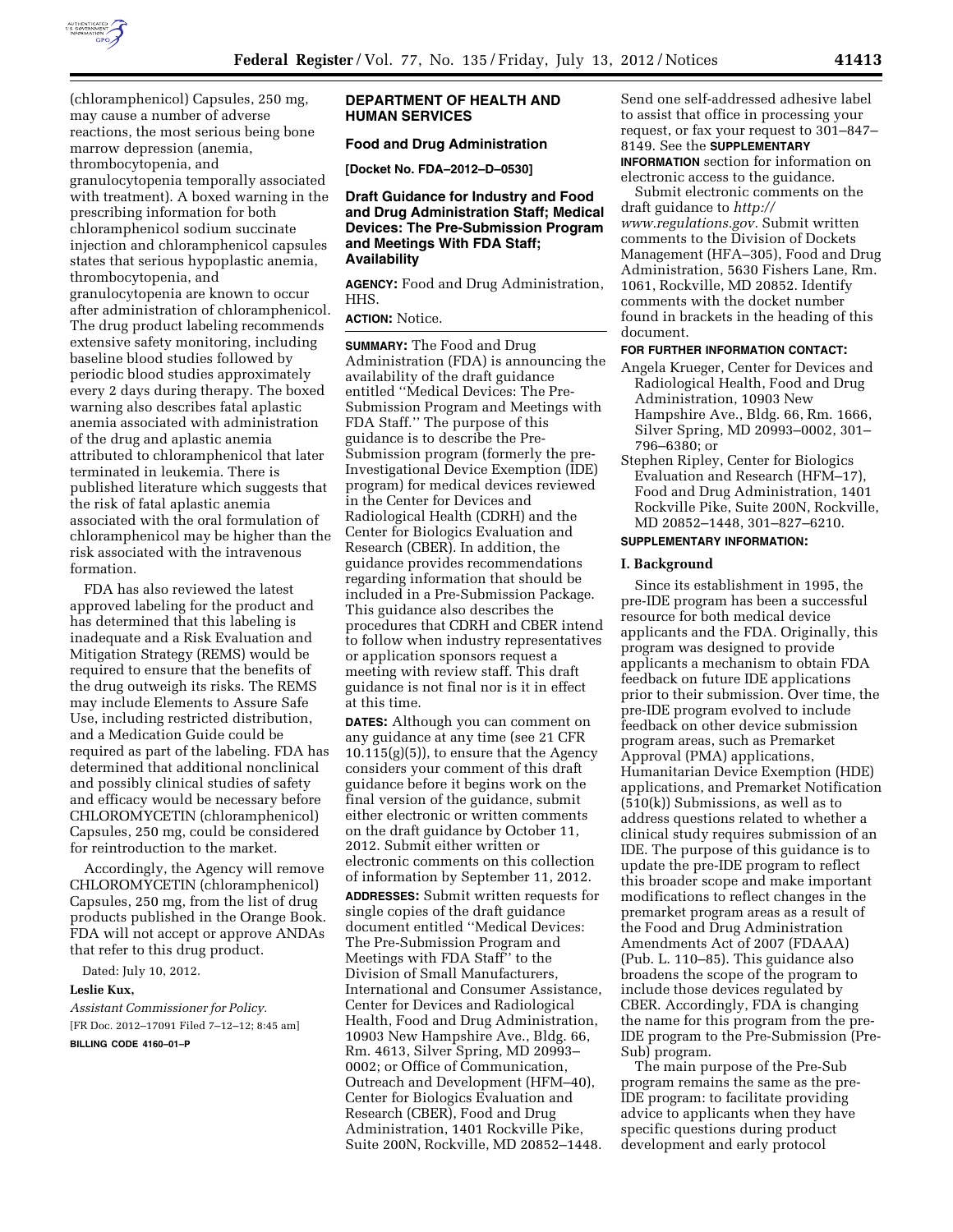(chloramphenicol) Capsules, 250 mg, may cause a number of adverse reactions, the most serious being bone marrow depression (anemia, thrombocytopenia, and granulocytopenia temporally associated with treatment). A boxed warning in the prescribing information for both chloramphenicol sodium succinate injection and chloramphenicol capsules states that serious hypoplastic anemia, thrombocytopenia, and granulocytopenia are known to occur after administration of chloramphenicol. The drug product labeling recommends extensive safety monitoring, including baseline blood studies followed by periodic blood studies approximately every 2 days during therapy. The boxed warning also describes fatal aplastic anemia associated with administration of the drug and aplastic anemia attributed to chloramphenicol that later terminated in leukemia. There is published literature which suggests that the risk of fatal aplastic anemia associated with the oral formulation of chloramphenicol may be higher than the risk associated with the intravenous formation.

FDA has also reviewed the latest approved labeling for the product and has determined that this labeling is inadequate and a Risk Evaluation and Mitigation Strategy (REMS) would be required to ensure that the benefits of the drug outweigh its risks. The REMS may include Elements to Assure Safe Use, including restricted distribution, and a Medication Guide could be required as part of the labeling. FDA has determined that additional nonclinical and possibly clinical studies of safety and efficacy would be necessary before CHLOROMYCETIN (chloramphenicol) Capsules, 250 mg, could be considered for reintroduction to the market.

Accordingly, the Agency will remove CHLOROMYCETIN (chloramphenicol) Capsules, 250 mg, from the list of drug products published in the Orange Book. FDA will not accept or approve ANDAs that refer to this drug product.

Dated: July 10, 2012.

**Leslie Kux,**

*Assistant Commissioner for Policy.*

[FR Doc. 2012–17091 Filed 7–12–12; 8:45 am]

**BILLING CODE 4160–01–P**

## DEPARTMENT OF HEALTH AND HUMAN SERVICES

### Food and Drug Administration

**[Docket No. FDA–2012–D–0530]**

### Draft Guidance for Industry and Food and Drug Administration Staff; Medical Devices: The Pre-Submission Program and Meetings With FDA Staff; Availability

**AGENCY:** Food and Drug Administration, HHS.

**ACTION:** Notice.

**SUMMARY:** The Food and Drug Administration (FDA) is announcing the availability of the draft guidance entitled ''Medical Devices: The Pre-Submission Program and Meetings with FDA Staff.'' The purpose of this guidance is to describe the Pre-Submission program (formerly the pre-Investigational Device Exemption (IDE) program) for medical devices reviewed in the Center for Devices and Radiological Health (CDRH) and the Center for Biologics Evaluation and Research (CBER). In addition, the guidance provides recommendations regarding information that should be included in a Pre-Submission Package. This guidance also describes the procedures that CDRH and CBER intend to follow when industry representatives or application sponsors request a meeting with review staff. This draft guidance is not final nor is it in effect at this time.

**DATES:** Although you can comment on any guidance at any time (see 21 CFR 10.115(g)(5)), to ensure that the Agency considers your comment of this draft guidance before it begins work on the final version of the guidance, submit either electronic or written comments on the draft guidance by October 11, 2012. Submit either written or electronic comments on this collection of information by September 11, 2012.

**ADDRESSES:** Submit written requests for single copies of the draft guidance document entitled ''Medical Devices: The Pre-Submission Program and Meetings with FDA Staff'' to the Division of Small Manufacturers, International and Consumer Assistance, Center for Devices and Radiological Health, Food and Drug Administration, 10903 New Hampshire Ave., Bldg. 66, Rm. 4613, Silver Spring, MD 20993–0002; or Office of Communication, Outreach and Development (HFM–40), Center for Biologics Evaluation and Research (CBER), Food and Drug Administration, 1401 Rockville Pike, Suite 200N, Rockville, MD 20852–1448. Send one self-addressed adhesive label to assist that office in processing your request, or fax your request to 301–847–8149. See the **SUPPLEMENTARY INFORMATION** section for information on electronic access to the guidance.

Submit electronic comments on the draft guidance to *http://www.regulations.gov.* Submit written comments to the Division of Dockets Management (HFA–305), Food and Drug Administration, 5630 Fishers Lane, Rm. 1061, Rockville, MD 20852. Identify comments with the docket number found in brackets in the heading of this document.

**FOR FURTHER INFORMATION CONTACT:**

Angela Krueger, Center for Devices and Radiological Health, Food and Drug Administration, 10903 New Hampshire Ave., Bldg. 66, Rm. 1666, Silver Spring, MD 20993–0002, 301–796–6380; or

Stephen Ripley, Center for Biologics Evaluation and Research (HFM–17), Food and Drug Administration, 1401 Rockville Pike, Suite 200N, Rockville, MD 20852–1448, 301–827–6210.

**SUPPLEMENTARY INFORMATION:**

**I. Background**

Since its establishment in 1995, the pre-IDE program has been a successful resource for both medical device applicants and the FDA. Originally, this program was designed to provide applicants a mechanism to obtain FDA feedback on future IDE applications prior to their submission. Over time, the pre-IDE program evolved to include feedback on other device submission program areas, such as Premarket Approval (PMA) applications, Humanitarian Device Exemption (HDE) applications, and Premarket Notification (510(k)) Submissions, as well as to address questions related to whether a clinical study requires submission of an IDE. The purpose of this guidance is to update the pre-IDE program to reflect this broader scope and make important modifications to reflect changes in the premarket program areas as a result of the Food and Drug Administration Amendments Act of 2007 (FDAAA) (Pub. L. 110–85). This guidance also broadens the scope of the program to include those devices regulated by CBER. Accordingly, FDA is changing the name for this program from the pre-IDE program to the Pre-Submission (Pre-Sub) program.

The main purpose of the Pre-Sub program remains the same as the pre-IDE program: to facilitate providing advice to applicants when they have specific questions during product development and early protocol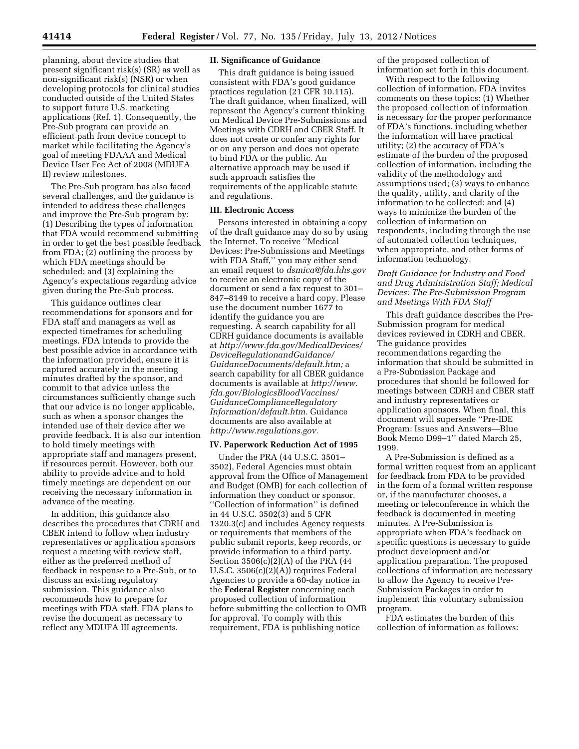planning, about device studies that present significant risk(s) (SR) as well as non-significant risk(s) (NSR) or when developing protocols for clinical studies conducted outside of the United States to support future U.S. marketing applications (Ref. 1). Consequently, the Pre-Sub program can provide an efficient path from device concept to market while facilitating the Agency's goal of meeting FDAAA and Medical Device User Fee Act of 2008 (MDUFA II) review milestones.

The Pre-Sub program has also faced several challenges, and the guidance is intended to address these challenges and improve the Pre-Sub program by: (1) Describing the types of information that FDA would recommend submitting in order to get the best possible feedback from FDA; (2) outlining the process by which FDA meetings should be scheduled; and (3) explaining the Agency's expectations regarding advice given during the Pre-Sub process.

This guidance outlines clear recommendations for sponsors and for FDA staff and managers as well as expected timeframes for scheduling meetings. FDA intends to provide the best possible advice in accordance with the information provided, ensure it is captured accurately in the meeting minutes drafted by the sponsor, and commit to that advice unless the circumstances sufficiently change such that our advice is no longer applicable, such as when a sponsor changes the intended use of their device after we provide feedback. It is also our intention to hold timely meetings with appropriate staff and managers present, if resources permit. However, both our ability to provide advice and to hold timely meetings are dependent on our receiving the necessary information in advance of the meeting.

In addition, this guidance also describes the procedures that CDRH and CBER intend to follow when industry representatives or application sponsors request a meeting with review staff, either as the preferred method of feedback in response to a Pre-Sub, or to discuss an existing regulatory submission. This guidance also recommends how to prepare for meetings with FDA staff. FDA plans to revise the document as necessary to reflect any MDUFA III agreements.

## II. Significance of Guidance

This draft guidance is being issued consistent with FDA's good guidance practices regulation (21 CFR 10.115). The draft guidance, when finalized, will represent the Agency's current thinking on Medical Device Pre-Submissions and Meetings with CDRH and CBER Staff. It does not create or confer any rights for or on any person and does not operate to bind FDA or the public. An alternative approach may be used if such approach satisfies the requirements of the applicable statute and regulations.

## III. Electronic Access

Persons interested in obtaining a copy of the draft guidance may do so by using the Internet. To receive ''Medical Devices: Pre-Submissions and Meetings with FDA Staff,'' you may either send an email request to *dsmica@fda.hhs.gov* to receive an electronic copy of the document or send a fax request to 301–847–8149 to receive a hard copy. Please use the document number 1677 to identify the guidance you are requesting. A search capability for all CDRH guidance documents is available at *http://www.fda.gov/MedicalDevices/DeviceRegulationandGuidance/GuidanceDocuments/default.htm;* a search capability for all CBER guidance documents is available at *http://www.fda.gov/BiologicsBloodVaccines/GuidanceComplianceRegulatoryInformation/default.htm.* Guidance documents are also available at *http://www.regulations.gov.*

## IV. Paperwork Reduction Act of 1995

Under the PRA (44 U.S.C. 3501–3502), Federal Agencies must obtain approval from the Office of Management and Budget (OMB) for each collection of information they conduct or sponsor. ''Collection of information'' is defined in 44 U.S.C. 3502(3) and 5 CFR 1320.3(c) and includes Agency requests or requirements that members of the public submit reports, keep records, or provide information to a third party. Section 3506(c)(2)(A) of the PRA (44 U.S.C. 3506(c)(2)(A)) requires Federal Agencies to provide a 60-day notice in the **Federal Register** concerning each proposed collection of information before submitting the collection to OMB for approval. To comply with this requirement, FDA is publishing notice of the proposed collection of information set forth in this document.

With respect to the following collection of information, FDA invites comments on these topics: (1) Whether the proposed collection of information is necessary for the proper performance of FDA's functions, including whether the information will have practical utility; (2) the accuracy of FDA's estimate of the burden of the proposed collection of information, including the validity of the methodology and assumptions used; (3) ways to enhance the quality, utility, and clarity of the information to be collected; and (4) ways to minimize the burden of the collection of information on respondents, including through the use of automated collection techniques, when appropriate, and other forms of information technology.

*Draft Guidance for Industry and Food and Drug Administration Staff; Medical Devices: The Pre-Submission Program and Meetings With FDA Staff*

This draft guidance describes the Pre-Submission program for medical devices reviewed in CDRH and CBER. The guidance provides recommendations regarding the information that should be submitted in a Pre-Submission Package and procedures that should be followed for meetings between CDRH and CBER staff and industry representatives or application sponsors. When final, this document will supersede ''Pre-IDE Program: Issues and Answers—Blue Book Memo D99–1'' dated March 25, 1999.

A Pre-Submission is defined as a formal written request from an applicant for feedback from FDA to be provided in the form of a formal written response or, if the manufacturer chooses, a meeting or teleconference in which the feedback is documented in meeting minutes. A Pre-Submission is appropriate when FDA's feedback on specific questions is necessary to guide product development and/or application preparation. The proposed collections of information are necessary to allow the Agency to receive Pre-Submission Packages in order to implement this voluntary submission program.

FDA estimates the burden of this collection of information as follows: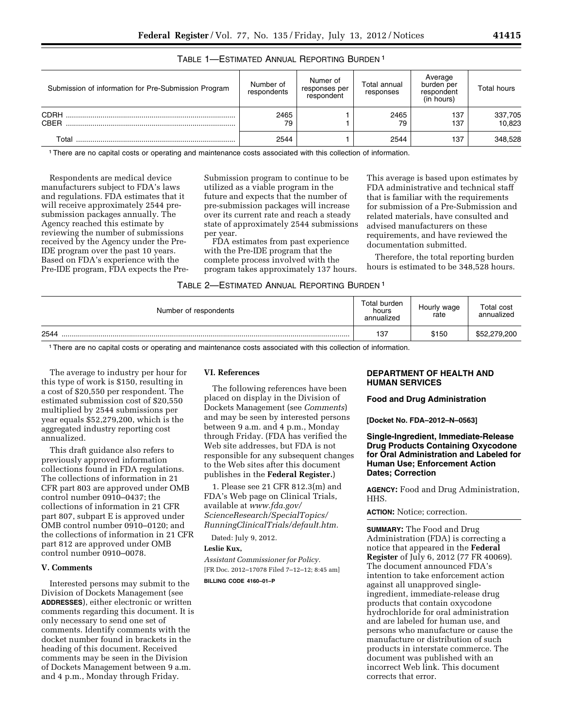TABLE 1—ESTIMATED ANNUAL REPORTING BURDEN [1]

| Submission of information for Pre-Submission Program | Number of respondents | Numer of responses per respondent | Total annual responses | Average burden per respondent (in hours) | Total hours |
|---|---|---|---|---|---|
| CDRH | 2465 | 1 | 2465 | 137 | 337,705 |
| CBER | 79 | 1 | 79 | 137 | 10,823 |
| Total | 2544 | 1 | 2544 | 137 | 348,528 |

[1] There are no capital costs or operating and maintenance costs associated with this collection of information.

Respondents are medical device manufacturers subject to FDA's laws and regulations. FDA estimates that it will receive approximately 2544 pre-submission packages annually. The Agency reached this estimate by reviewing the number of submissions received by the Agency under the Pre-IDE program over the past 10 years. Based on FDA's experience with the Pre-IDE program, FDA expects the Pre-Submission program to continue to be utilized as a viable program in the future and expects that the number of pre-submission packages will increase over its current rate and reach a steady state of approximately 2544 submissions per year.

FDA estimates from past experience with the Pre-IDE program that the complete process involved with the program takes approximately 137 hours. This average is based upon estimates by FDA administrative and technical staff that is familiar with the requirements for submission of a Pre-Submission and related materials, have consulted and advised manufacturers on these requirements, and have reviewed the documentation submitted.

Therefore, the total reporting burden hours is estimated to be 348,528 hours.

TABLE 2—ESTIMATED ANNUAL REPORTING BURDEN [1]

| Number of respondents | Total burden hours annualized | Hourly wage rate | Total cost annualized |
|---|---|---|---|
| 2544 | 137 | $150 | $52,279,200 |

[1] There are no capital costs or operating and maintenance costs associated with this collection of information.

The average to industry per hour for this type of work is $150, resulting in a cost of $20,550 per respondent. The estimated submission cost of $20,550 multiplied by 2544 submissions per year equals $52,279,200, which is the aggregated industry reporting cost annualized.

This draft guidance also refers to previously approved information collections found in FDA regulations. The collections of information in 21 CFR part 803 are approved under OMB control number 0910–0437; the collections of information in 21 CFR part 807, subpart E is approved under OMB control number 0910–0120; and the collections of information in 21 CFR part 812 are approved under OMB control number 0910–0078.

## V. Comments

Interested persons may submit to the Division of Dockets Management (see **ADDRESSES**), either electronic or written comments regarding this document. It is only necessary to send one set of comments. Identify comments with the docket number found in brackets in the heading of this document. Received comments may be seen in the Division of Dockets Management between 9 a.m. and 4 p.m., Monday through Friday.

## VI. References

The following references have been placed on display in the Division of Dockets Management (see *Comments*) and may be seen by interested persons between 9 a.m. and 4 p.m., Monday through Friday. (FDA has verified the Web site addresses, but FDA is not responsible for any subsequent changes to the Web sites after this document publishes in the **Federal Register.**)

1. Please see 21 CFR 812.3(m) and FDA's Web page on Clinical Trials, available at *www.fda.gov/ScienceResearch/SpecialTopics/RunningClinicalTrials/default.htm.*

Dated: July 9, 2012.

**Leslie Kux,**

*Assistant Commissioner for Policy.*

[FR Doc. 2012–17078 Filed 7–12–12; 8:45 am]

**BILLING CODE 4160–01–P**

# DEPARTMENT OF HEALTH AND HUMAN SERVICES

## Food and Drug Administration

**[Docket No. FDA–2012–N–0563]**

## Single-Ingredient, Immediate-Release Drug Products Containing Oxycodone for Oral Administration and Labeled for Human Use; Enforcement Action Dates; Correction

**AGENCY:** Food and Drug Administration, HHS.

**ACTION:** Notice; correction.

**SUMMARY:** The Food and Drug Administration (FDA) is correcting a notice that appeared in the **Federal Register** of July 6, 2012 (77 FR 40069). The document announced FDA's intention to take enforcement action against all unapproved single-ingredient, immediate-release drug products that contain oxycodone hydrochloride for oral administration and are labeled for human use, and persons who manufacture or cause the manufacture or distribution of such products in interstate commerce. The document was published with an incorrect Web link. This document corrects that error.